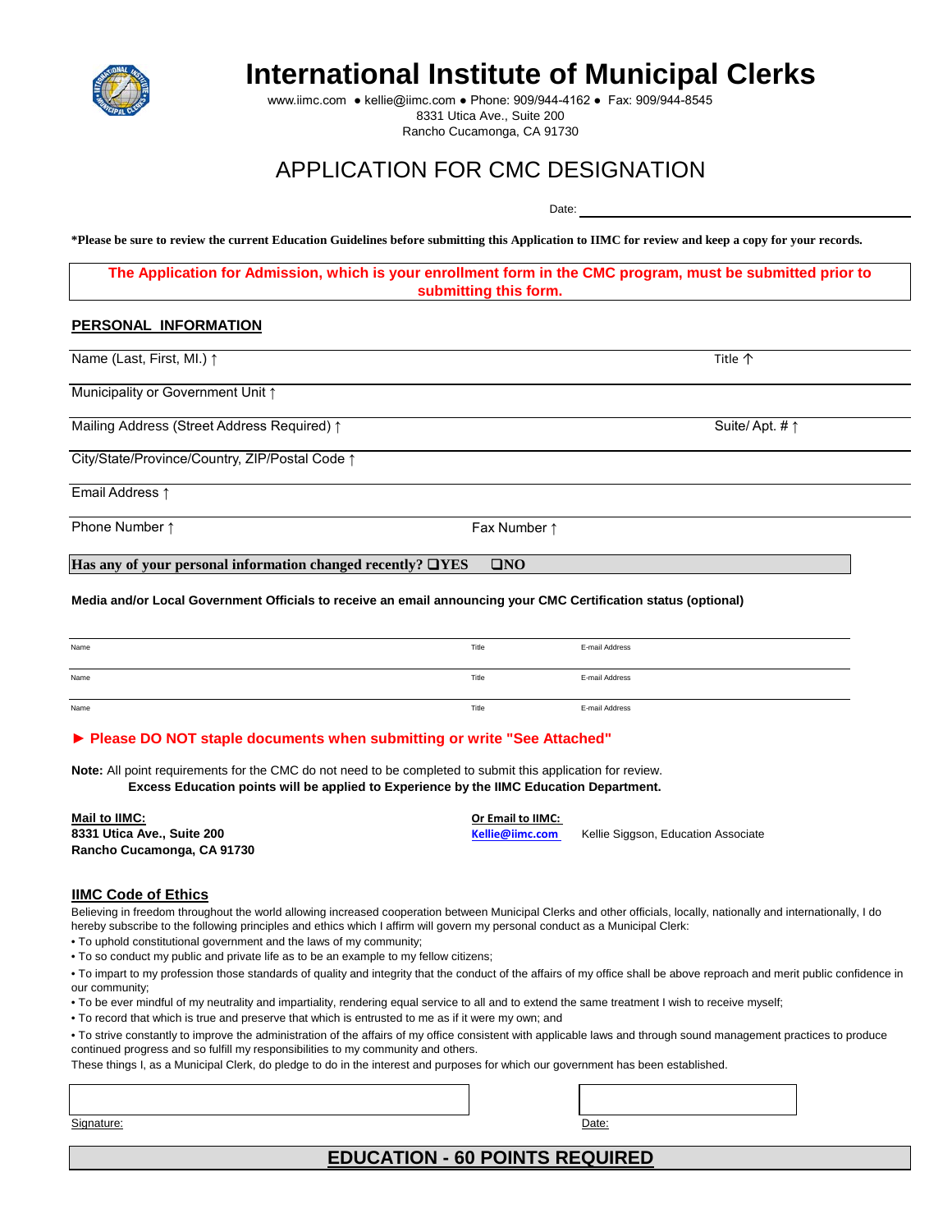# International Institute of Municipal Clerks

www.iimc.com ● kellie@iimc.com ● Phone: 909/944-4162 ● Fax: 909/944-8545
8331 Utica Ave., Suite 200
Rancho Cucamonga, CA 91730

## APPLICATION FOR CMC DESIGNATION

Date: ______________________________

**\*Please be sure to review the current Education Guidelines before submitting this Application to IIMC for review and keep a copy for your records.**

**The Application for Admission, which is your enrollment form in the CMC program, must be submitted prior to submitting this form.**

### PERSONAL INFORMATION

Name (Last, First, MI.) ↑ | Title ↑

Municipality or Government Unit ↑

Mailing Address (Street Address Required) ↑ | Suite/ Apt. # ↑

City/State/Province/Country, ZIP/Postal Code ↑

Email Address ↑

Phone Number ↑ | Fax Number ↑

**Has any of your personal information changed recently? ❑YES ❑NO**

**Media and/or Local Government Officials to receive an email announcing your CMC Certification status (optional)**

| Name | Title | E-mail Address |
|---|---|---|
| Name | Title | E-mail Address |
| Name | Title | E-mail Address |

**► Please DO NOT staple documents when submitting or write "See Attached"**

**Note:** All point requirements for the CMC do not need to be completed to submit this application for review.
**Excess Education points will be applied to Experience by the IIMC Education Department.**

**Mail to IIMC:**
**8331 Utica Ave., Suite 200**
**Rancho Cucamonga, CA 91730**

**Or Email to IIMC:**
**Kellie@iimc.com** Kellie Siggson, Education Associate

### IIMC Code of Ethics

Believing in freedom throughout the world allowing increased cooperation between Municipal Clerks and other officials, locally, nationally and internationally, I do hereby subscribe to the following principles and ethics which I affirm will govern my personal conduct as a Municipal Clerk:

- To uphold constitutional government and the laws of my community;
- To so conduct my public and private life as to be an example to my fellow citizens;
- To impart to my profession those standards of quality and integrity that the conduct of the affairs of my office shall be above reproach and merit public confidence in our community;
- To be ever mindful of my neutrality and impartiality, rendering equal service to all and to extend the same treatment I wish to receive myself;
- To record that which is true and preserve that which is entrusted to me as if it were my own; and
- To strive constantly to improve the administration of the affairs of my office consistent with applicable laws and through sound management practices to produce continued progress and so fulfill my responsibilities to my community and others.

These things I, as a Municipal Clerk, do pledge to do in the interest and purposes for which our government has been established.

Signature: ______________________________ Date: ____________________

## EDUCATION - 60 POINTS REQUIRED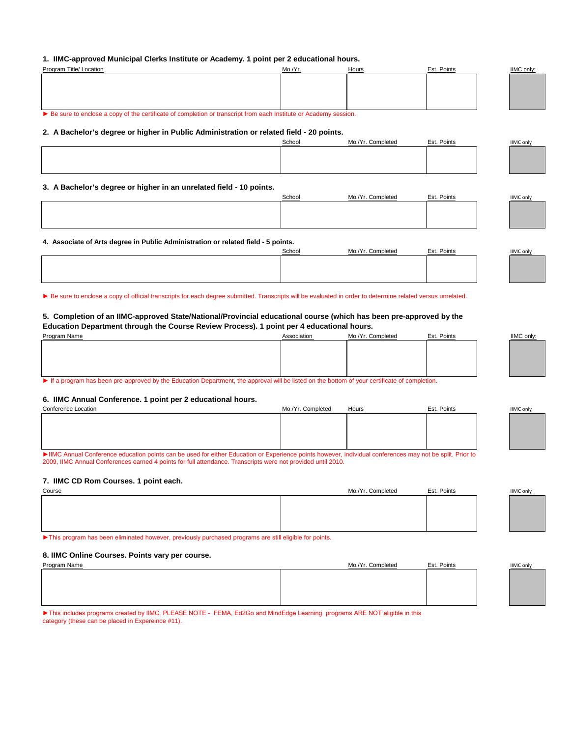**1. IIMC-approved Municipal Clerks Institute or Academy. 1 point per 2 educational hours.**

| Program Title/ Location | Mo./Yr. | Hours | Est. Points | IIMC only: |
|---|---|---|---|---|
| | | | | |

► Be sure to enclose a copy of the certificate of completion or transcript from each Institute or Academy session.

**2. A Bachelor's degree or higher in Public Administration or related field - 20 points.**

| School | Mo./Yr. Completed | Est. Points | IIMC only |
|---|---|---|---|
| | | | |

**3. A Bachelor's degree or higher in an unrelated field - 10 points.**

| School | Mo./Yr. Completed | Est. Points | IIMC only |
|---|---|---|---|
| | | | |

**4. Associate of Arts degree in Public Administration or related field - 5 points.**

| School | Mo./Yr. Completed | Est. Points | IIMC only |
|---|---|---|---|
| | | | |

► Be sure to enclose a copy of official transcripts for each degree submitted. Transcripts will be evaluated in order to determine related versus unrelated.

**5. Completion of an IIMC-approved State/National/Provincial educational course (which has been pre-approved by the Education Department through the Course Review Process). 1 point per 4 educational hours.**

| Program Name | Association | Mo./Yr. Completed | Est. Points | IIMC only: |
|---|---|---|---|---|
| | | | | |

► If a program has been pre-approved by the Education Department, the approval will be listed on the bottom of your certificate of completion.

**6. IIMC Annual Conference. 1 point per 2 educational hours.**

| Conference Location | Mo./Yr. Completed | Hours | Est. Points | IIMC only |
|---|---|---|---|---|
| | | | | |

►IIMC Annual Conference education points can be used for either Education or Experience points however, individual conferences may not be split. Prior to 2009, IIMC Annual Conferences earned 4 points for full attendance. Transcripts were not provided until 2010.

**7. IIMC CD Rom Courses. 1 point each.**

| Course | Mo./Yr. Completed | Est. Points | IIMC only |
|---|---|---|---|
| | | | |

►This program has been eliminated however, previously purchased programs are still eligible for points.

**8. IIMC Online Courses. Points vary per course.**

| Program Name | Mo./Yr. Completed | Est. Points | IIMC only |
|---|---|---|---|
| | | | |

►This includes programs created by IIMC. PLEASE NOTE - FEMA, Ed2Go and MindEdge Learning programs ARE NOT eligible in this category (these can be placed in Expereince #11).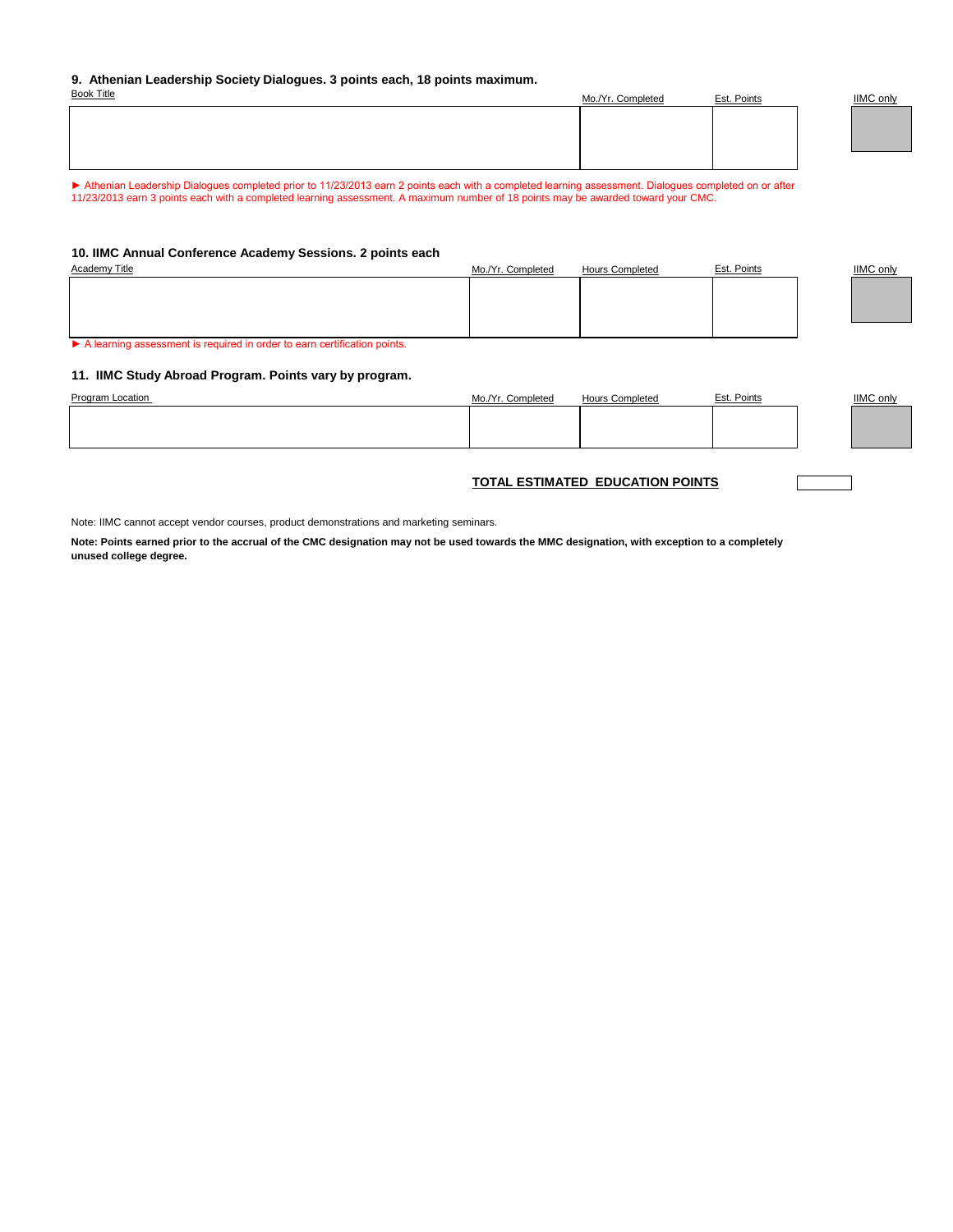### 9. Athenian Leadership Society Dialogues. 3 points each, 18 points maximum.

| Book Title | Mo./Yr. Completed | Est. Points | IIMC only |
|---|---|---|---|
| | | | |

► Athenian Leadership Dialogues completed prior to 11/23/2013 earn 2 points each with a completed learning assessment. Dialogues completed on or after 11/23/2013 earn 3 points each with a completed learning assessment. A maximum number of 18 points may be awarded toward your CMC.

### 10. IIMC Annual Conference Academy Sessions. 2 points each

| Academy Title | Mo./Yr. Completed | Hours Completed | Est. Points | IIMC only |
|---|---|---|---|---|
| | | | | |

► A learning assessment is required in order to earn certification points.

### 11. IIMC Study Abroad Program. Points vary by program.

| Program Location | Mo./Yr. Completed | Hours Completed | Est. Points | IIMC only |
|---|---|---|---|---|
| | | | | |

**TOTAL ESTIMATED EDUCATION POINTS** ______

Note: IIMC cannot accept vendor courses, product demonstrations and marketing seminars.

**Note: Points earned prior to the accrual of the CMC designation may not be used towards the MMC designation, with exception to a completely unused college degree.**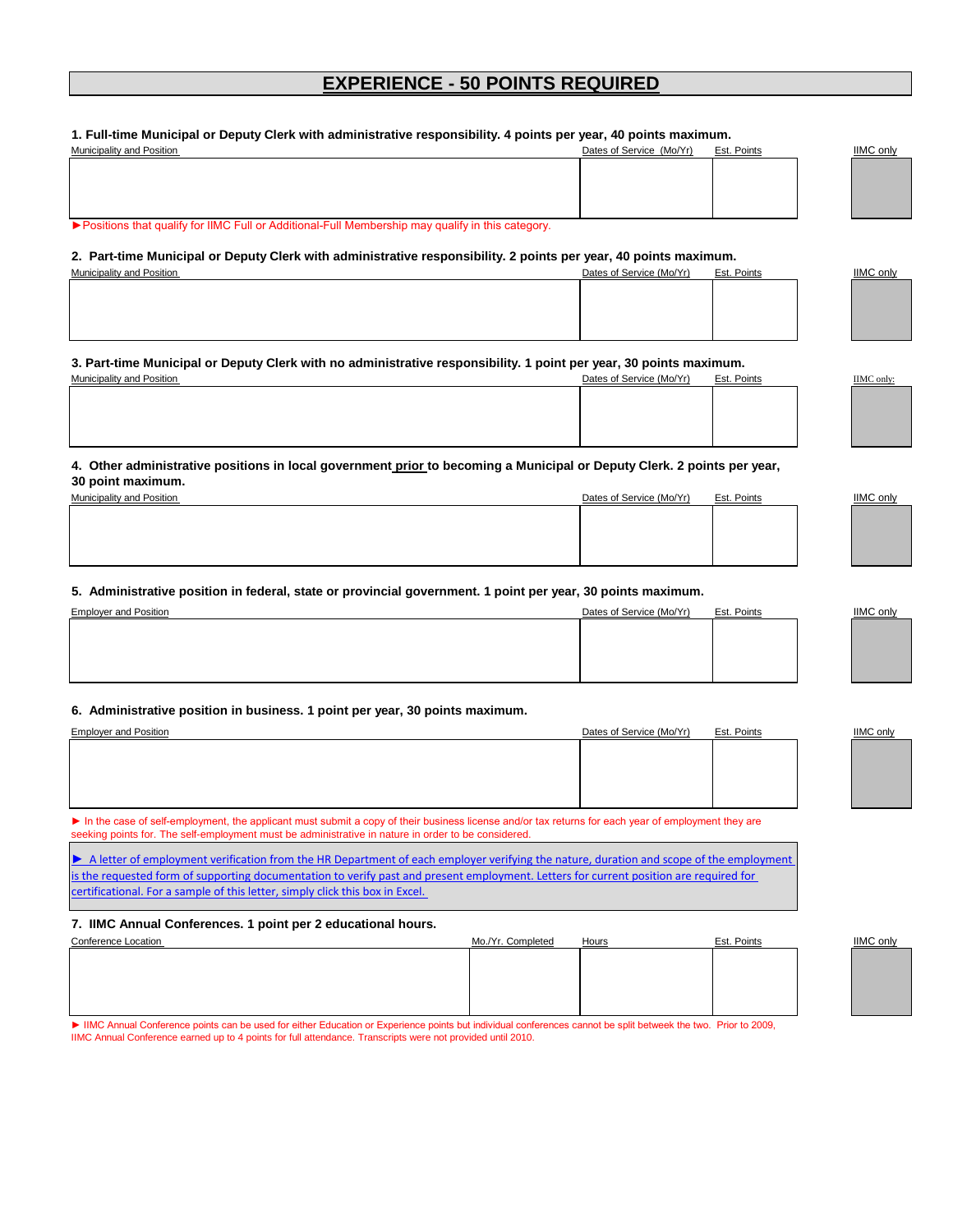# EXPERIENCE - 50 POINTS REQUIRED

**1. Full-time Municipal or Deputy Clerk with administrative responsibility. 4 points per year, 40 points maximum.**

| Municipality and Position | Dates of Service (Mo/Yr) | Est. Points | IIMC only |
|---|---|---|---|
| | | | |

►Positions that qualify for IIMC Full or Additional-Full Membership may qualify in this category.

**2. Part-time Municipal or Deputy Clerk with administrative responsibility. 2 points per year, 40 points maximum.**

| Municipality and Position | Dates of Service (Mo/Yr) | Est. Points | IIMC only |
|---|---|---|---|
| | | | |

**3. Part-time Municipal or Deputy Clerk with no administrative responsibility. 1 point per year, 30 points maximum.**

| Municipality and Position | Dates of Service (Mo/Yr) | Est. Points | IIMC only: |
|---|---|---|---|
| | | | |

**4. Other administrative positions in local government prior to becoming a Municipal or Deputy Clerk. 2 points per year, 30 point maximum.**

| Municipality and Position | Dates of Service (Mo/Yr) | Est. Points | IIMC only |
|---|---|---|---|
| | | | |

**5. Administrative position in federal, state or provincial government. 1 point per year, 30 points maximum.**

| Employer and Position | Dates of Service (Mo/Yr) | Est. Points | IIMC only |
|---|---|---|---|
| | | | |

**6. Administrative position in business. 1 point per year, 30 points maximum.**

| Employer and Position | Dates of Service (Mo/Yr) | Est. Points | IIMC only |
|---|---|---|---|
| | | | |

► In the case of self-employment, the applicant must submit a copy of their business license and/or tax returns for each year of employment they are seeking points for. The self-employment must be administrative in nature in order to be considered.

► A letter of employment verification from the HR Department of each employer verifying the nature, duration and scope of the employment is the requested form of supporting documentation to verify past and present employment. Letters for current position are required for certificational. For a sample of this letter, simply click this box in Excel.

**7. IIMC Annual Conferences. 1 point per 2 educational hours.**

| Conference Location | Mo./Yr. Completed | Hours | Est. Points | IIMC only |
|---|---|---|---|---|
| | | | | |

► IIMC Annual Conference points can be used for either Education or Experience points but individual conferences cannot be split betweek the two. Prior to 2009, IIMC Annual Conference earned up to 4 points for full attendance. Transcripts were not provided until 2010.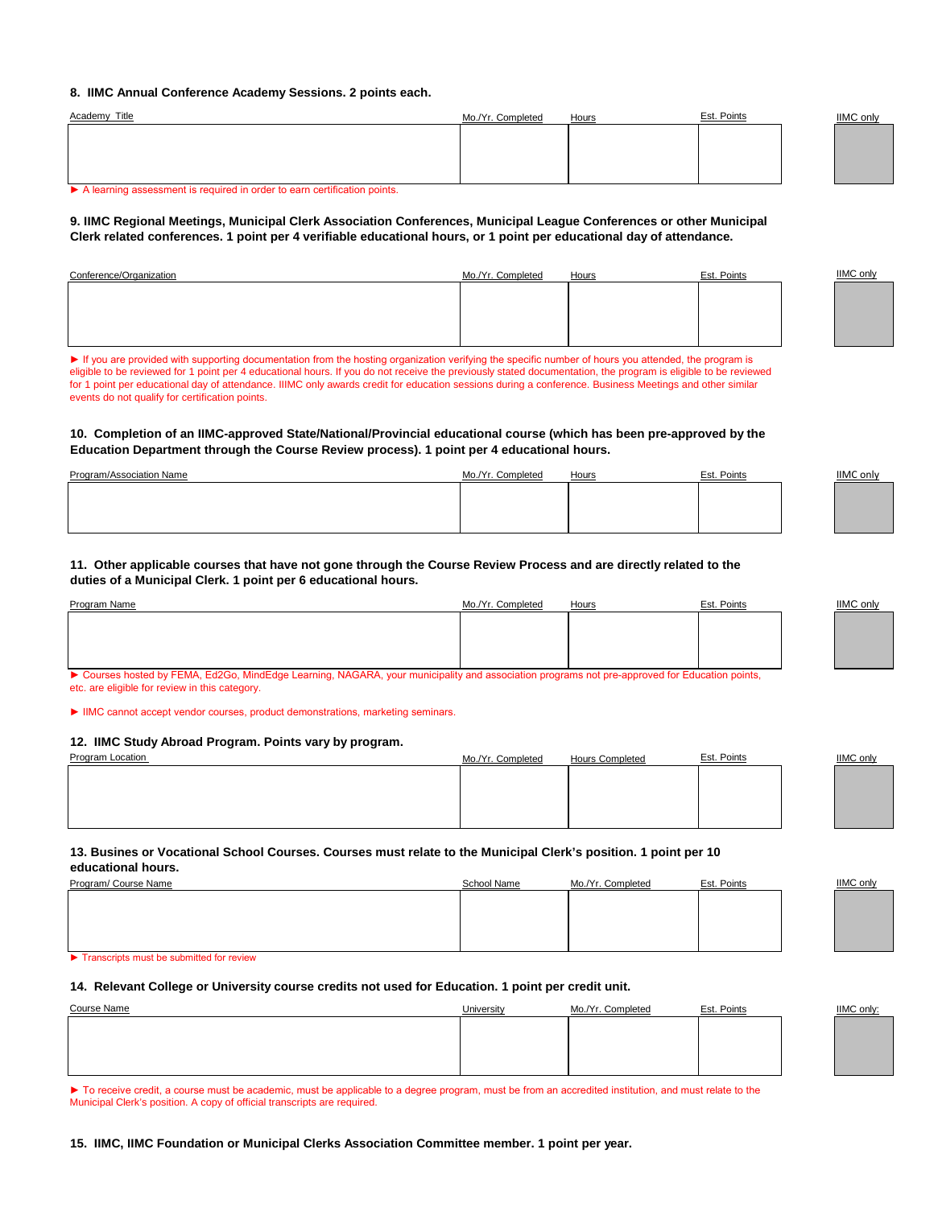**8. IIMC Annual Conference Academy Sessions. 2 points each.**

| Academy Title | Mo./Yr. Completed | Hours | Est. Points | IIMC only |
|---|---|---|---|---|
| | | | | |

► A learning assessment is required in order to earn certification points.

**9. IIMC Regional Meetings, Municipal Clerk Association Conferences, Municipal League Conferences or other Municipal Clerk related conferences. 1 point per 4 verifiable educational hours, or 1 point per educational day of attendance.**

| Conference/Organization | Mo./Yr. Completed | Hours | Est. Points | IIMC only |
|---|---|---|---|---|
| | | | | |

► If you are provided with supporting documentation from the hosting organization verifying the specific number of hours you attended, the program is eligible to be reviewed for 1 point per 4 educational hours. If you do not receive the previously stated documentation, the program is eligible to be reviewed for 1 point per educational day of attendance. IIIMC only awards credit for education sessions during a conference. Business Meetings and other similar events do not qualify for certification points.

**10. Completion of an IIMC-approved State/National/Provincial educational course (which has been pre-approved by the Education Department through the Course Review process). 1 point per 4 educational hours.**

| Program/Association Name | Mo./Yr. Completed | Hours | Est. Points | IIMC only |
|---|---|---|---|---|
| | | | | |

**11. Other applicable courses that have not gone through the Course Review Process and are directly related to the duties of a Municipal Clerk. 1 point per 6 educational hours.**

| Program Name | Mo./Yr. Completed | Hours | Est. Points | IIMC only |
|---|---|---|---|---|
| | | | | |

► Courses hosted by FEMA, Ed2Go, MindEdge Learning, NAGARA, your municipality and association programs not pre-approved for Education points, etc. are eligible for review in this category.

► IIMC cannot accept vendor courses, product demonstrations, marketing seminars.

**12. IIMC Study Abroad Program. Points vary by program.**

| Program Location | Mo./Yr. Completed | Hours Completed | Est. Points | IIMC only |
|---|---|---|---|---|
| | | | | |

**13. Busines or Vocational School Courses. Courses must relate to the Municipal Clerk's position. 1 point per 10 educational hours.**

| Program/ Course Name | School Name | Mo./Yr. Completed | Est. Points | IIMC only |
|---|---|---|---|---|
| | | | | |

► Transcripts must be submitted for review

**14. Relevant College or University course credits not used for Education. 1 point per credit unit.**

| Course Name | University | Mo./Yr. Completed | Est. Points | IIMC only: |
|---|---|---|---|---|
| | | | | |

► To receive credit, a course must be academic, must be applicable to a degree program, must be from an accredited institution, and must relate to the Municipal Clerk's position. A copy of official transcripts are required.

**15. IIMC, IIMC Foundation or Municipal Clerks Association Committee member. 1 point per year.**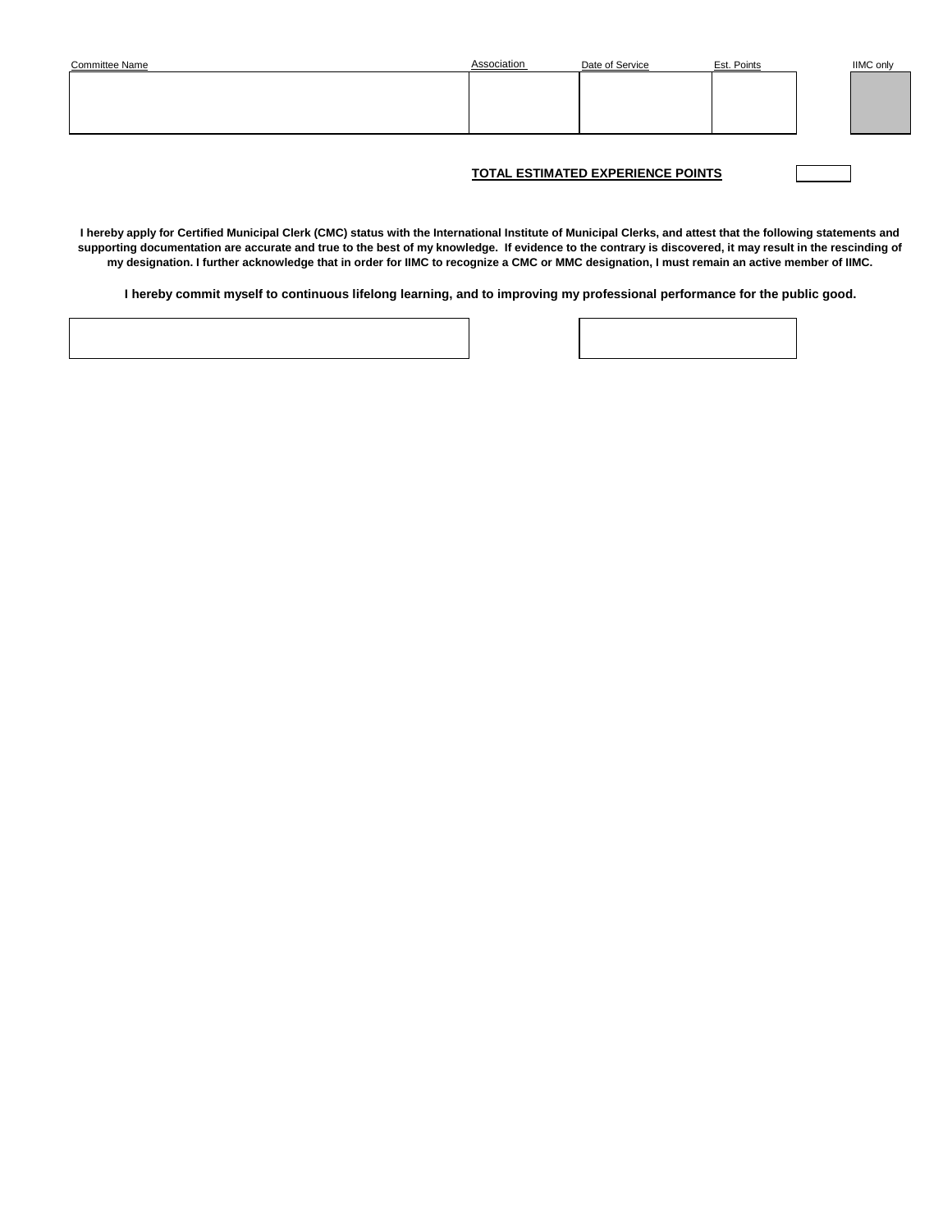| Committee Name | Association | Date of Service | Est. Points | IIMC only |
| --- | --- | --- | --- | --- |
| | | | | |

**TOTAL ESTIMATED EXPERIENCE POINTS** ______

**I hereby apply for Certified Municipal Clerk (CMC) status with the International Institute of Municipal Clerks, and attest that the following statements and supporting documentation are accurate and true to the best of my knowledge. If evidence to the contrary is discovered, it may result in the rescinding of my designation. I further acknowledge that in order for IIMC to recognize a CMC or MMC designation, I must remain an active member of IIMC.**

**I hereby commit myself to continuous lifelong learning, and to improving my professional performance for the public good.**

| | |
| --- | --- |
| | |